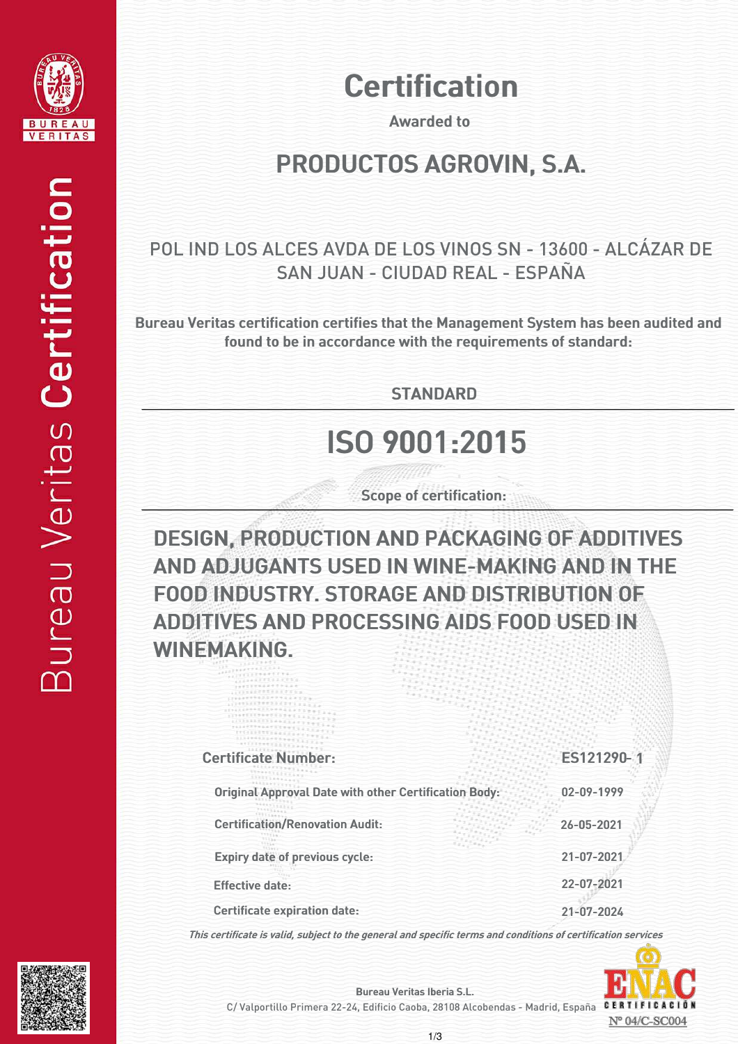Bureau Veritas **Certification**

# Certification

**Awarded to**

## PRODUCTOS AGROVIN, S.A.

POL IND LOS ALCES AVDA DE LOS VINOS SN - 13600 - ALCÁZAR DE SAN JUAN - CIUDAD REAL - ESPAÑA

**Bureau Veritas certification certifies that the Management System has been audited and found to be in accordance with the requirements of standard:**

**STANDARD**

## ISO 9001:2015

**Scope of certification:**

**DESIGN, PRODUCTION AND PACKAGING OF ADDITIVES AND ADJUGANTS USED IN WINE-MAKING AND IN THE FOOD INDUSTRY. STORAGE AND DISTRIBUTION OF ADDITIVES AND PROCESSING AIDS FOOD USED IN WINEMAKING.**

| | |
|---|---|
| **Certificate Number:** | **ES121290-1** |
| **Original Approval Date with other Certification Body:** | **02-09-1999** |
| **Certification/Renovation Audit:** | **26-05-2021** |
| **Expiry date of previous cycle:** | **21-07-2021** |
| **Effective date:** | **22-07-2021** |
| **Certificate expiration date:** | **21-07-2024** |

*This certificate is valid, subject to the general and specific terms and conditions of certification services*

**Bureau Veritas Iberia S.L.**
C/ Valportillo Primera 22-24, Edificio Caoba, 28108 Alcobendas - Madrid, España

ENAC CERTIFICACIÓN
Nº 04/C-SC004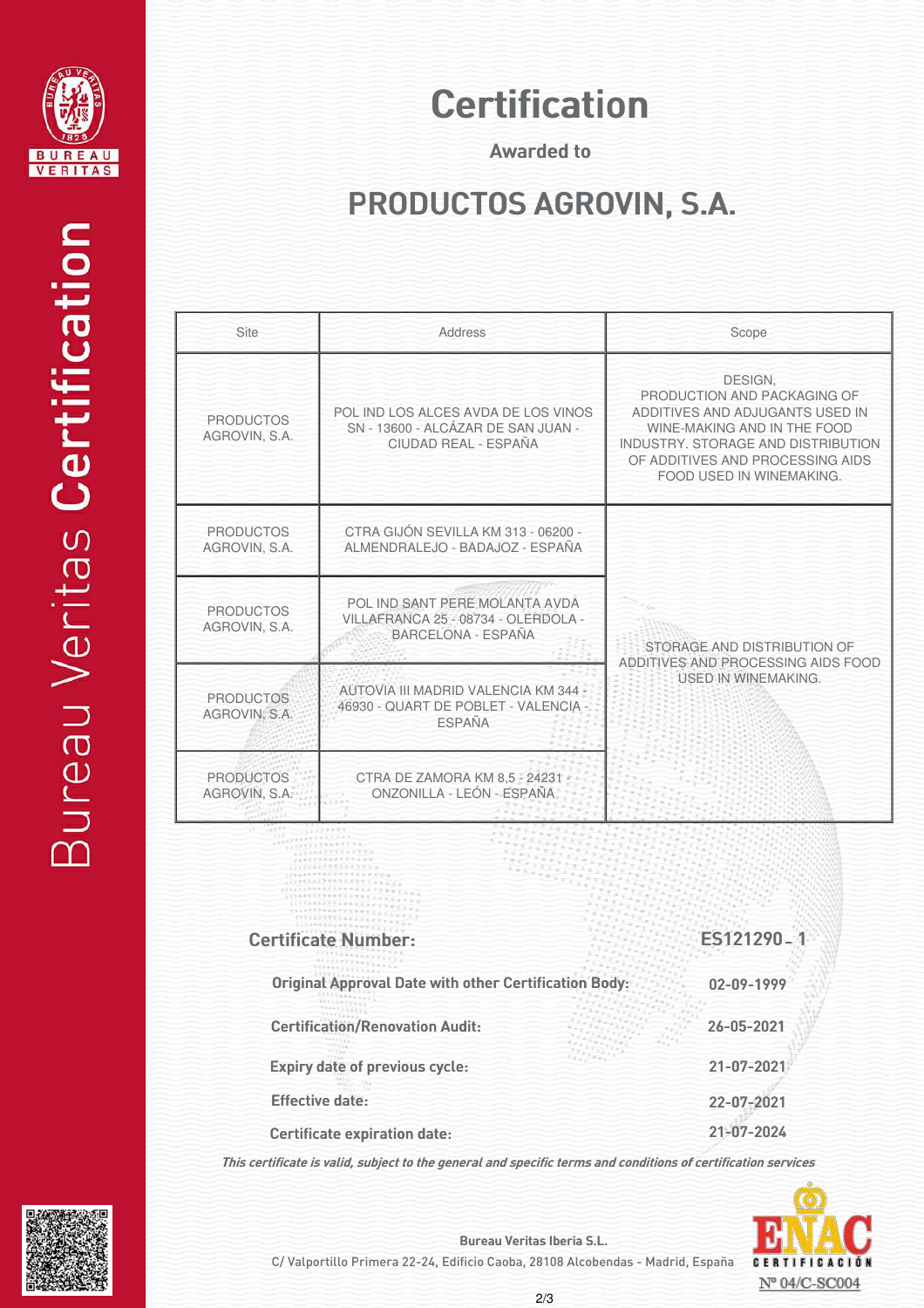# Certification

**Awarded to**

## PRODUCTOS AGROVIN, S.A.

| Site | Address | Scope |
|---|---|---|
| PRODUCTOS AGROVIN, S.A. | POL IND LOS ALCES AVDA DE LOS VINOS SN - 13600 - ALCÁZAR DE SAN JUAN - CIUDAD REAL - ESPAÑA | DESIGN, PRODUCTION AND PACKAGING OF ADDITIVES AND ADJUGANTS USED IN WINE-MAKING AND IN THE FOOD INDUSTRY. STORAGE AND DISTRIBUTION OF ADDITIVES AND PROCESSING AIDS FOOD USED IN WINEMAKING. |
| PRODUCTOS AGROVIN, S.A. | CTRA GIJÓN SEVILLA KM 313 - 06200 - ALMENDRALEJO - BADAJOZ - ESPAÑA | STORAGE AND DISTRIBUTION OF ADDITIVES AND PROCESSING AIDS FOOD USED IN WINEMAKING. |
| PRODUCTOS AGROVIN, S.A. | POL IND SANT PERE MOLANTA AVDA VILLAFRANCA 25 - 08734 - OLERDOLA - BARCELONA - ESPAÑA | |
| PRODUCTOS AGROVIN, S.A. | AUTOVIA III MADRID VALENCIA KM 344 - 46930 - QUART DE POBLET - VALENCIA - ESPAÑA | |
| PRODUCTOS AGROVIN, S.A. | CTRA DE ZAMORA KM 8,5 - 24231 - ONZONILLA - LEÓN - ESPAÑA | |

**Certificate Number:** ES121290_1

**Original Approval Date with other Certification Body:** 02-09-1999

**Certification/Renovation Audit:** 26-05-2021

**Expiry date of previous cycle:** 21-07-2021

**Effective date:** 22-07-2021

**Certificate expiration date:** 21-07-2024

*This certificate is valid, subject to the general and specific terms and conditions of certification services*

**Bureau Veritas Iberia S.L.**
C/ Valportillo Primera 22-24, Edificio Caoba, 28108 Alcobendas - Madrid, España

ENAC CERTIFICACIÓN Nº 04/C-SC004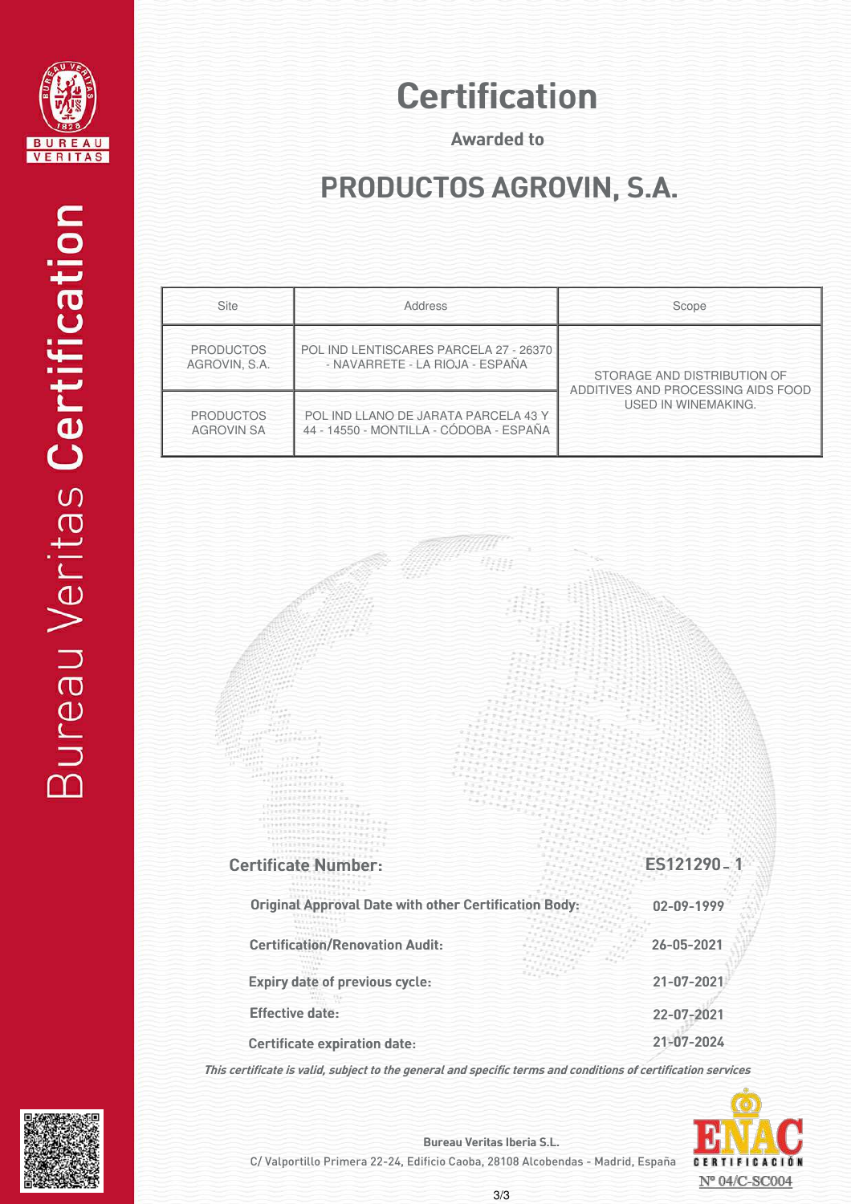Bureau Veritas **Certification**

# Certification

Awarded to

## PRODUCTOS AGROVIN, S.A.

| Site | Address | Scope |
|---|---|---|
| PRODUCTOS AGROVIN, S.A. | POL IND LENTISCARES PARCELA 27 - 26370 - NAVARRETE - LA RIOJA - ESPAÑA | STORAGE AND DISTRIBUTION OF ADDITIVES AND PROCESSING AIDS FOOD USED IN WINEMAKING. |
| PRODUCTOS AGROVIN SA | POL IND LLANO DE JARATA PARCELA 43 Y 44 - 14550 - MONTILLA - CÓDOBA - ESPAÑA | |

**Certificate Number:** **ES121290_1**

**Original Approval Date with other Certification Body:** 02-09-1999

**Certification/Renovation Audit:** 26-05-2021

**Expiry date of previous cycle:** 21-07-2021

**Effective date:** 22-07-2021

**Certificate expiration date:** 21-07-2024

*This certificate is valid, subject to the general and specific terms and conditions of certification services*

**Bureau Veritas Iberia S.L.**

C/ Valportillo Primera 22-24, Edificio Caoba, 28108 Alcobendas - Madrid, España

ENAC CERTIFICACIÓN Nº 04/C-SC004